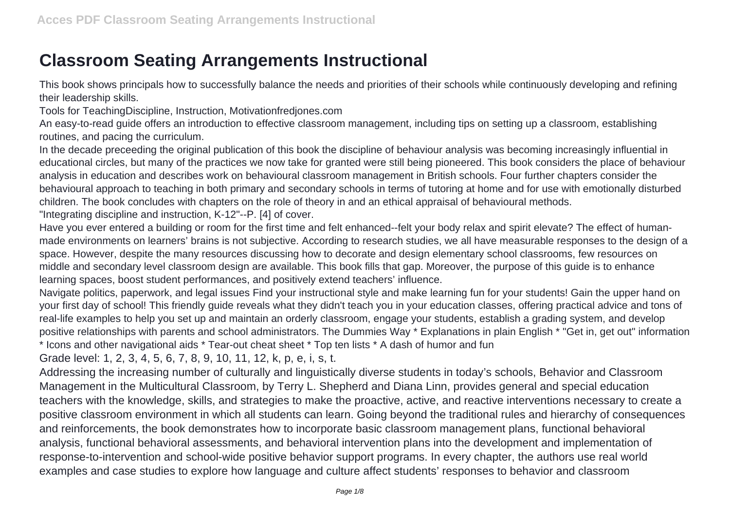# Classroom Seating Arrangements Instructional

This book shows principals how to successfully balance the needs and priorities of their schools while continuously developing and refining their leadership skills.

Tools for TeachingDiscipline, Instruction, Motivationfredjones.com

An easy-to-read guide offers an introduction to effective classroom management, including tips on setting up a classroom, establishing routines, and pacing the curriculum.

In the decade preceeding the original publication of this book the discipline of behaviour analysis was becoming increasingly influential in educational circles, but many of the practices we now take for granted were still being pioneered. This book considers the place of behaviour analysis in education and describes work on behavioural classroom management in British schools. Four further chapters consider the behavioural approach to teaching in both primary and secondary schools in terms of tutoring at home and for use with emotionally disturbed children. The book concludes with chapters on the role of theory in and an ethical appraisal of behavioural methods.

"Integrating discipline and instruction, K-12"--P. [4] of cover.

Have you ever entered a building or room for the first time and felt enhanced--felt your body relax and spirit elevate? The effect of human-made environments on learners' brains is not subjective. According to research studies, we all have measurable responses to the design of a space. However, despite the many resources discussing how to decorate and design elementary school classrooms, few resources on middle and secondary level classroom design are available. This book fills that gap. Moreover, the purpose of this guide is to enhance learning spaces, boost student performances, and positively extend teachers' influence.

Navigate politics, paperwork, and legal issues Find your instructional style and make learning fun for your students! Gain the upper hand on your first day of school! This friendly guide reveals what they didn't teach you in your education classes, offering practical advice and tons of real-life examples to help you set up and maintain an orderly classroom, engage your students, establish a grading system, and develop positive relationships with parents and school administrators. The Dummies Way * Explanations in plain English * "Get in, get out" information * Icons and other navigational aids * Tear-out cheat sheet * Top ten lists * A dash of humor and fun

Grade level: 1, 2, 3, 4, 5, 6, 7, 8, 9, 10, 11, 12, k, p, e, i, s, t.

Addressing the increasing number of culturally and linguistically diverse students in today's schools, Behavior and Classroom Management in the Multicultural Classroom, by Terry L. Shepherd and Diana Linn, provides general and special education teachers with the knowledge, skills, and strategies to make the proactive, active, and reactive interventions necessary to create a positive classroom environment in which all students can learn. Going beyond the traditional rules and hierarchy of consequences and reinforcements, the book demonstrates how to incorporate basic classroom management plans, functional behavioral analysis, functional behavioral assessments, and behavioral intervention plans into the development and implementation of response-to-intervention and school-wide positive behavior support programs. In every chapter, the authors use real world examples and case studies to explore how language and culture affect students' responses to behavior and classroom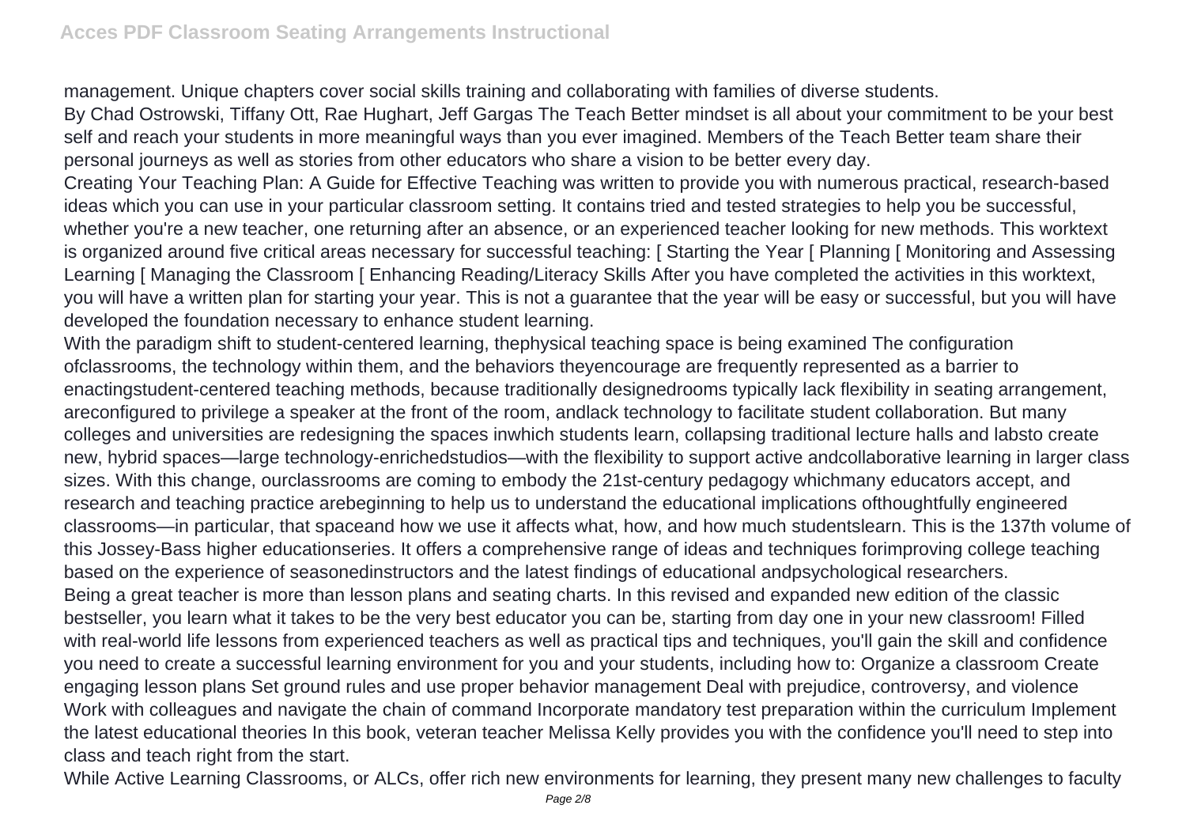management. Unique chapters cover social skills training and collaborating with families of diverse students.

By Chad Ostrowski, Tiffany Ott, Rae Hughart, Jeff Gargas The Teach Better mindset is all about your commitment to be your best self and reach your students in more meaningful ways than you ever imagined. Members of the Teach Better team share their personal journeys as well as stories from other educators who share a vision to be better every day.

Creating Your Teaching Plan: A Guide for Effective Teaching was written to provide you with numerous practical, research-based ideas which you can use in your particular classroom setting. It contains tried and tested strategies to help you be successful, whether you're a new teacher, one returning after an absence, or an experienced teacher looking for new methods. This worktext is organized around five critical areas necessary for successful teaching: [ Starting the Year [ Planning [ Monitoring and Assessing Learning [ Managing the Classroom [ Enhancing Reading/Literacy Skills After you have completed the activities in this worktext, you will have a written plan for starting your year. This is not a guarantee that the year will be easy or successful, but you will have developed the foundation necessary to enhance student learning.

With the paradigm shift to student-centered learning, thephysical teaching space is being examined The configuration ofclassrooms, the technology within them, and the behaviors theyencourage are frequently represented as a barrier to enactingstudent-centered teaching methods, because traditionally designedrooms typically lack flexibility in seating arrangement, areconfigured to privilege a speaker at the front of the room, andlack technology to facilitate student collaboration. But many colleges and universities are redesigning the spaces inwhich students learn, collapsing traditional lecture halls and labsto create new, hybrid spaces—large technology-enrichedstudios—with the flexibility to support active andcollaborative learning in larger class sizes. With this change, ourclassrooms are coming to embody the 21st-century pedagogy whichmany educators accept, and research and teaching practice arebeginning to help us to understand the educational implications ofthoughtfully engineered classrooms—in particular, that spaceand how we use it affects what, how, and how much studentslearn. This is the 137th volume of this Jossey-Bass higher educationseries. It offers a comprehensive range of ideas and techniques forimproving college teaching based on the experience of seasonedinstructors and the latest findings of educational andpsychological researchers.

Being a great teacher is more than lesson plans and seating charts. In this revised and expanded new edition of the classic bestseller, you learn what it takes to be the very best educator you can be, starting from day one in your new classroom! Filled with real-world life lessons from experienced teachers as well as practical tips and techniques, you'll gain the skill and confidence you need to create a successful learning environment for you and your students, including how to: Organize a classroom Create engaging lesson plans Set ground rules and use proper behavior management Deal with prejudice, controversy, and violence Work with colleagues and navigate the chain of command Incorporate mandatory test preparation within the curriculum Implement the latest educational theories In this book, veteran teacher Melissa Kelly provides you with the confidence you'll need to step into class and teach right from the start.

While Active Learning Classrooms, or ALCs, offer rich new environments for learning, they present many new challenges to faculty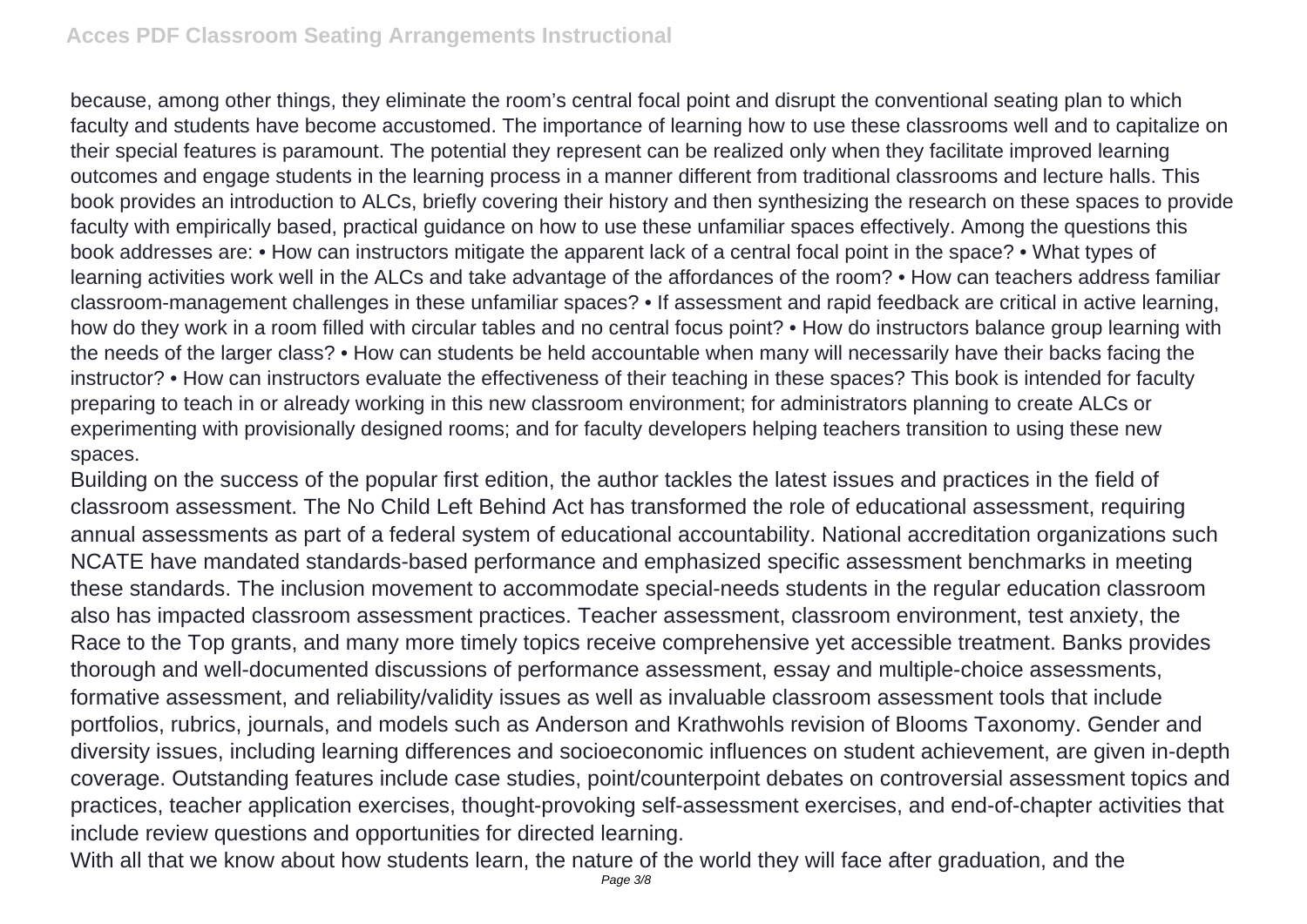because, among other things, they eliminate the room's central focal point and disrupt the conventional seating plan to which faculty and students have become accustomed. The importance of learning how to use these classrooms well and to capitalize on their special features is paramount. The potential they represent can be realized only when they facilitate improved learning outcomes and engage students in the learning process in a manner different from traditional classrooms and lecture halls. This book provides an introduction to ALCs, briefly covering their history and then synthesizing the research on these spaces to provide faculty with empirically based, practical guidance on how to use these unfamiliar spaces effectively. Among the questions this book addresses are: • How can instructors mitigate the apparent lack of a central focal point in the space? • What types of learning activities work well in the ALCs and take advantage of the affordances of the room? • How can teachers address familiar classroom-management challenges in these unfamiliar spaces? • If assessment and rapid feedback are critical in active learning, how do they work in a room filled with circular tables and no central focus point? • How do instructors balance group learning with the needs of the larger class? • How can students be held accountable when many will necessarily have their backs facing the instructor? • How can instructors evaluate the effectiveness of their teaching in these spaces? This book is intended for faculty preparing to teach in or already working in this new classroom environment; for administrators planning to create ALCs or experimenting with provisionally designed rooms; and for faculty developers helping teachers transition to using these new spaces.

Building on the success of the popular first edition, the author tackles the latest issues and practices in the field of classroom assessment. The No Child Left Behind Act has transformed the role of educational assessment, requiring annual assessments as part of a federal system of educational accountability. National accreditation organizations such NCATE have mandated standards-based performance and emphasized specific assessment benchmarks in meeting these standards. The inclusion movement to accommodate special-needs students in the regular education classroom also has impacted classroom assessment practices. Teacher assessment, classroom environment, test anxiety, the Race to the Top grants, and many more timely topics receive comprehensive yet accessible treatment. Banks provides thorough and well-documented discussions of performance assessment, essay and multiple-choice assessments, formative assessment, and reliability/validity issues as well as invaluable classroom assessment tools that include portfolios, rubrics, journals, and models such as Anderson and Krathwohls revision of Blooms Taxonomy. Gender and diversity issues, including learning differences and socioeconomic influences on student achievement, are given in-depth coverage. Outstanding features include case studies, point/counterpoint debates on controversial assessment topics and practices, teacher application exercises, thought-provoking self-assessment exercises, and end-of-chapter activities that include review questions and opportunities for directed learning.

With all that we know about how students learn, the nature of the world they will face after graduation, and the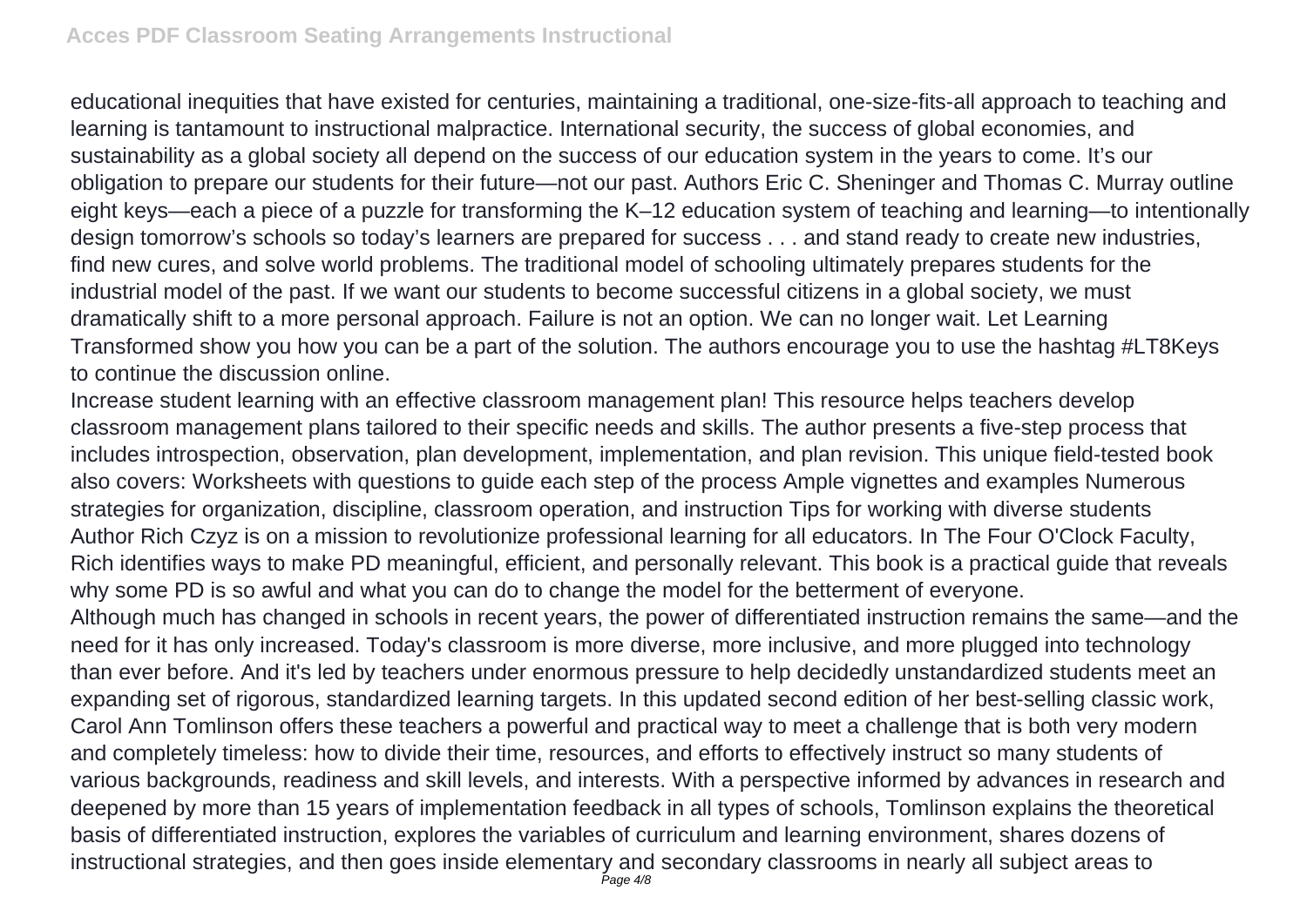educational inequities that have existed for centuries, maintaining a traditional, one-size-fits-all approach to teaching and learning is tantamount to instructional malpractice. International security, the success of global economies, and sustainability as a global society all depend on the success of our education system in the years to come. It's our obligation to prepare our students for their future—not our past. Authors Eric C. Sheninger and Thomas C. Murray outline eight keys—each a piece of a puzzle for transforming the K–12 education system of teaching and learning—to intentionally design tomorrow's schools so today's learners are prepared for success . . . and stand ready to create new industries, find new cures, and solve world problems. The traditional model of schooling ultimately prepares students for the industrial model of the past. If we want our students to become successful citizens in a global society, we must dramatically shift to a more personal approach. Failure is not an option. We can no longer wait. Let Learning Transformed show you how you can be a part of the solution. The authors encourage you to use the hashtag #LT8Keys to continue the discussion online.

Increase student learning with an effective classroom management plan! This resource helps teachers develop classroom management plans tailored to their specific needs and skills. The author presents a five-step process that includes introspection, observation, plan development, implementation, and plan revision. This unique field-tested book also covers: Worksheets with questions to guide each step of the process Ample vignettes and examples Numerous strategies for organization, discipline, classroom operation, and instruction Tips for working with diverse students

Author Rich Czyz is on a mission to revolutionize professional learning for all educators. In The Four O'Clock Faculty, Rich identifies ways to make PD meaningful, efficient, and personally relevant. This book is a practical guide that reveals why some PD is so awful and what you can do to change the model for the betterment of everyone.

Although much has changed in schools in recent years, the power of differentiated instruction remains the same—and the need for it has only increased. Today's classroom is more diverse, more inclusive, and more plugged into technology than ever before. And it's led by teachers under enormous pressure to help decidedly unstandardized students meet an expanding set of rigorous, standardized learning targets. In this updated second edition of her best-selling classic work, Carol Ann Tomlinson offers these teachers a powerful and practical way to meet a challenge that is both very modern and completely timeless: how to divide their time, resources, and efforts to effectively instruct so many students of various backgrounds, readiness and skill levels, and interests. With a perspective informed by advances in research and deepened by more than 15 years of implementation feedback in all types of schools, Tomlinson explains the theoretical basis of differentiated instruction, explores the variables of curriculum and learning environment, shares dozens of instructional strategies, and then goes inside elementary and secondary classrooms in nearly all subject areas to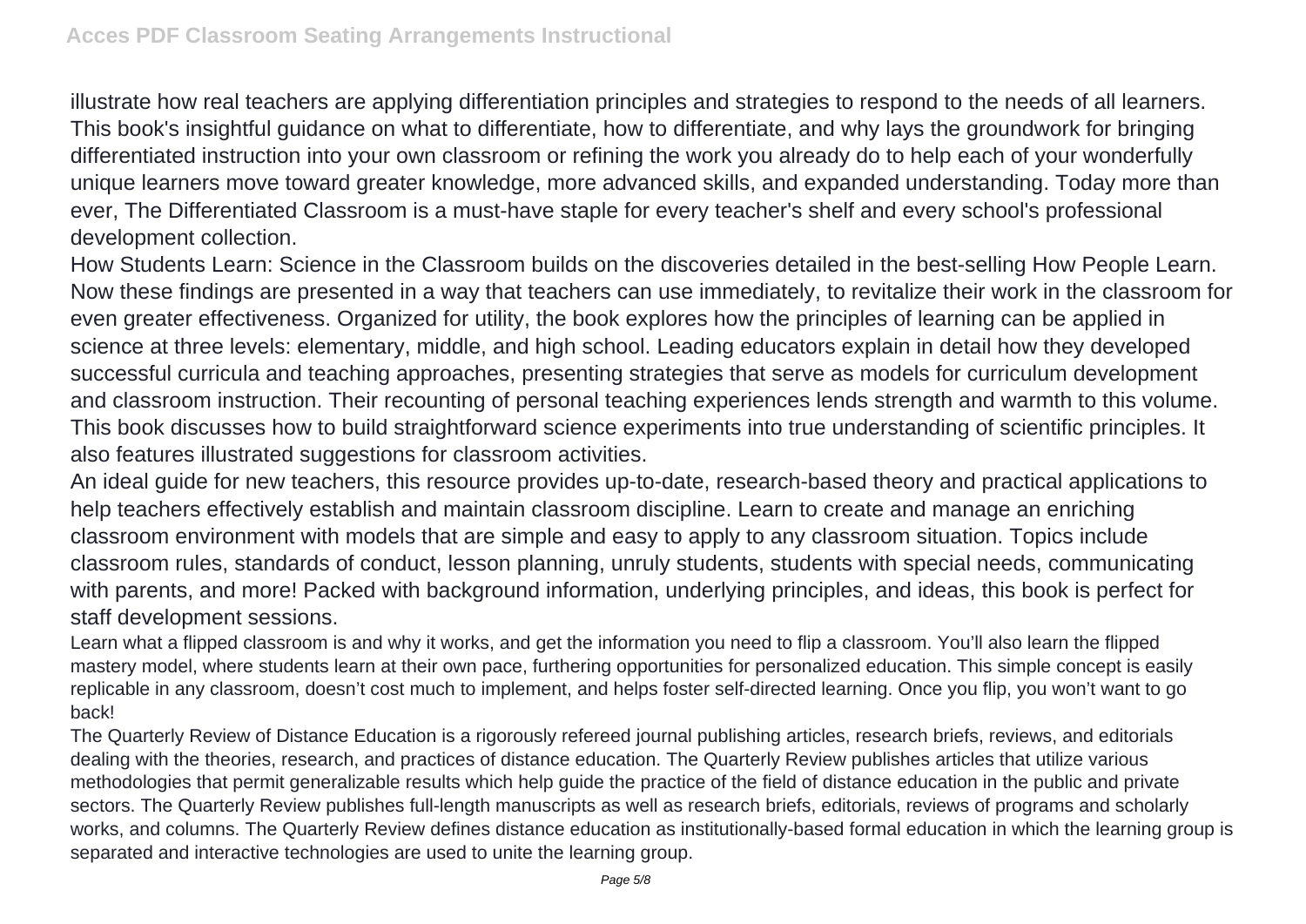illustrate how real teachers are applying differentiation principles and strategies to respond to the needs of all learners. This book's insightful guidance on what to differentiate, how to differentiate, and why lays the groundwork for bringing differentiated instruction into your own classroom or refining the work you already do to help each of your wonderfully unique learners move toward greater knowledge, more advanced skills, and expanded understanding. Today more than ever, The Differentiated Classroom is a must-have staple for every teacher's shelf and every school's professional development collection.

How Students Learn: Science in the Classroom builds on the discoveries detailed in the best-selling How People Learn. Now these findings are presented in a way that teachers can use immediately, to revitalize their work in the classroom for even greater effectiveness. Organized for utility, the book explores how the principles of learning can be applied in science at three levels: elementary, middle, and high school. Leading educators explain in detail how they developed successful curricula and teaching approaches, presenting strategies that serve as models for curriculum development and classroom instruction. Their recounting of personal teaching experiences lends strength and warmth to this volume. This book discusses how to build straightforward science experiments into true understanding of scientific principles. It also features illustrated suggestions for classroom activities.

An ideal guide for new teachers, this resource provides up-to-date, research-based theory and practical applications to help teachers effectively establish and maintain classroom discipline. Learn to create and manage an enriching classroom environment with models that are simple and easy to apply to any classroom situation. Topics include classroom rules, standards of conduct, lesson planning, unruly students, students with special needs, communicating with parents, and more! Packed with background information, underlying principles, and ideas, this book is perfect for staff development sessions.

Learn what a flipped classroom is and why it works, and get the information you need to flip a classroom. You'll also learn the flipped mastery model, where students learn at their own pace, furthering opportunities for personalized education. This simple concept is easily replicable in any classroom, doesn't cost much to implement, and helps foster self-directed learning. Once you flip, you won't want to go back!

The Quarterly Review of Distance Education is a rigorously refereed journal publishing articles, research briefs, reviews, and editorials dealing with the theories, research, and practices of distance education. The Quarterly Review publishes articles that utilize various methodologies that permit generalizable results which help guide the practice of the field of distance education in the public and private sectors. The Quarterly Review publishes full-length manuscripts as well as research briefs, editorials, reviews of programs and scholarly works, and columns. The Quarterly Review defines distance education as institutionally-based formal education in which the learning group is separated and interactive technologies are used to unite the learning group.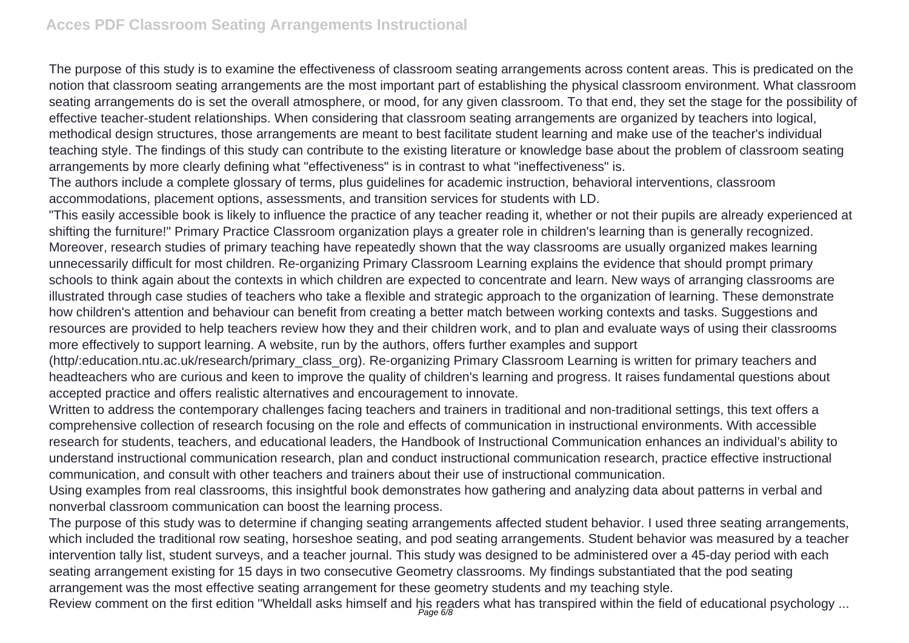The purpose of this study is to examine the effectiveness of classroom seating arrangements across content areas. This is predicated on the notion that classroom seating arrangements are the most important part of establishing the physical classroom environment. What classroom seating arrangements do is set the overall atmosphere, or mood, for any given classroom. To that end, they set the stage for the possibility of effective teacher-student relationships. When considering that classroom seating arrangements are organized by teachers into logical, methodical design structures, those arrangements are meant to best facilitate student learning and make use of the teacher's individual teaching style. The findings of this study can contribute to the existing literature or knowledge base about the problem of classroom seating arrangements by more clearly defining what "effectiveness" is in contrast to what "ineffectiveness" is.

The authors include a complete glossary of terms, plus guidelines for academic instruction, behavioral interventions, classroom accommodations, placement options, assessments, and transition services for students with LD.

"This easily accessible book is likely to influence the practice of any teacher reading it, whether or not their pupils are already experienced at shifting the furniture!" Primary Practice Classroom organization plays a greater role in children's learning than is generally recognized. Moreover, research studies of primary teaching have repeatedly shown that the way classrooms are usually organized makes learning unnecessarily difficult for most children. Re-organizing Primary Classroom Learning explains the evidence that should prompt primary schools to think again about the contexts in which children are expected to concentrate and learn. New ways of arranging classrooms are illustrated through case studies of teachers who take a flexible and strategic approach to the organization of learning. These demonstrate how children's attention and behaviour can benefit from creating a better match between working contexts and tasks. Suggestions and resources are provided to help teachers review how they and their children work, and to plan and evaluate ways of using their classrooms more effectively to support learning. A website, run by the authors, offers further examples and support (http/:education.ntu.ac.uk/research/primary_class_org). Re-organizing Primary Classroom Learning is written for primary teachers and headteachers who are curious and keen to improve the quality of children's learning and progress. It raises fundamental questions about accepted practice and offers realistic alternatives and encouragement to innovate.

Written to address the contemporary challenges facing teachers and trainers in traditional and non-traditional settings, this text offers a comprehensive collection of research focusing on the role and effects of communication in instructional environments. With accessible research for students, teachers, and educational leaders, the Handbook of Instructional Communication enhances an individual's ability to understand instructional communication research, plan and conduct instructional communication research, practice effective instructional communication, and consult with other teachers and trainers about their use of instructional communication.

Using examples from real classrooms, this insightful book demonstrates how gathering and analyzing data about patterns in verbal and nonverbal classroom communication can boost the learning process.

The purpose of this study was to determine if changing seating arrangements affected student behavior. I used three seating arrangements, which included the traditional row seating, horseshoe seating, and pod seating arrangements. Student behavior was measured by a teacher intervention tally list, student surveys, and a teacher journal. This study was designed to be administered over a 45-day period with each seating arrangement existing for 15 days in two consecutive Geometry classrooms. My findings substantiated that the pod seating arrangement was the most effective seating arrangement for these geometry students and my teaching style.

Review comment on the first edition "Wheldall asks himself and his readers what has transpired within the field of educational psychology ...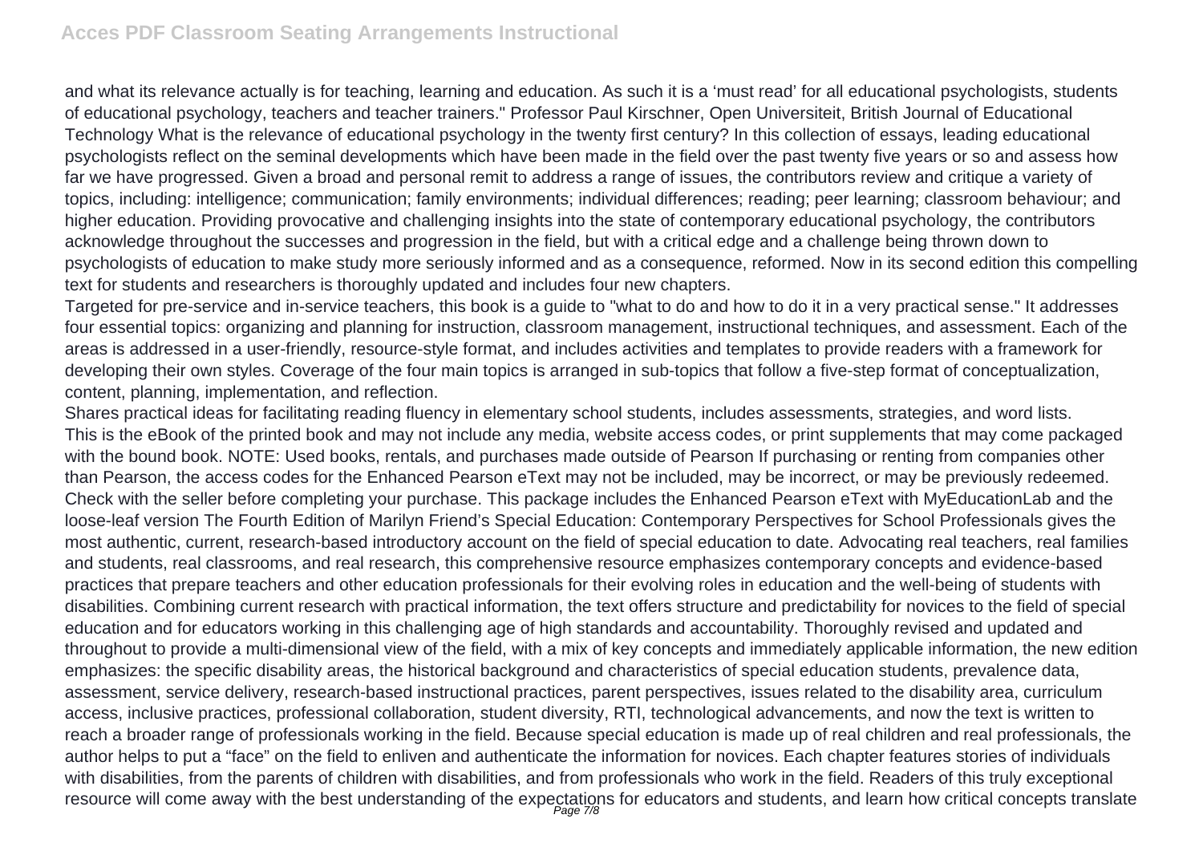and what its relevance actually is for teaching, learning and education. As such it is a 'must read' for all educational psychologists, students of educational psychology, teachers and teacher trainers." Professor Paul Kirschner, Open Universiteit, British Journal of Educational Technology What is the relevance of educational psychology in the twenty first century? In this collection of essays, leading educational psychologists reflect on the seminal developments which have been made in the field over the past twenty five years or so and assess how far we have progressed. Given a broad and personal remit to address a range of issues, the contributors review and critique a variety of topics, including: intelligence; communication; family environments; individual differences; reading; peer learning; classroom behaviour; and higher education. Providing provocative and challenging insights into the state of contemporary educational psychology, the contributors acknowledge throughout the successes and progression in the field, but with a critical edge and a challenge being thrown down to psychologists of education to make study more seriously informed and as a consequence, reformed. Now in its second edition this compelling text for students and researchers is thoroughly updated and includes four new chapters.

Targeted for pre-service and in-service teachers, this book is a guide to "what to do and how to do it in a very practical sense." It addresses four essential topics: organizing and planning for instruction, classroom management, instructional techniques, and assessment. Each of the areas is addressed in a user-friendly, resource-style format, and includes activities and templates to provide readers with a framework for developing their own styles. Coverage of the four main topics is arranged in sub-topics that follow a five-step format of conceptualization, content, planning, implementation, and reflection.

Shares practical ideas for facilitating reading fluency in elementary school students, includes assessments, strategies, and word lists.

This is the eBook of the printed book and may not include any media, website access codes, or print supplements that may come packaged with the bound book. NOTE: Used books, rentals, and purchases made outside of Pearson If purchasing or renting from companies other than Pearson, the access codes for the Enhanced Pearson eText may not be included, may be incorrect, or may be previously redeemed. Check with the seller before completing your purchase. This package includes the Enhanced Pearson eText with MyEducationLab and the loose-leaf version The Fourth Edition of Marilyn Friend's Special Education: Contemporary Perspectives for School Professionals gives the most authentic, current, research-based introductory account on the field of special education to date. Advocating real teachers, real families and students, real classrooms, and real research, this comprehensive resource emphasizes contemporary concepts and evidence-based practices that prepare teachers and other education professionals for their evolving roles in education and the well-being of students with disabilities. Combining current research with practical information, the text offers structure and predictability for novices to the field of special education and for educators working in this challenging age of high standards and accountability. Thoroughly revised and updated and throughout to provide a multi-dimensional view of the field, with a mix of key concepts and immediately applicable information, the new edition emphasizes: the specific disability areas, the historical background and characteristics of special education students, prevalence data, assessment, service delivery, research-based instructional practices, parent perspectives, issues related to the disability area, curriculum access, inclusive practices, professional collaboration, student diversity, RTI, technological advancements, and now the text is written to reach a broader range of professionals working in the field. Because special education is made up of real children and real professionals, the author helps to put a "face" on the field to enliven and authenticate the information for novices. Each chapter features stories of individuals with disabilities, from the parents of children with disabilities, and from professionals who work in the field. Readers of this truly exceptional resource will come away with the best understanding of the expectations for educators and students, and learn how critical concepts translate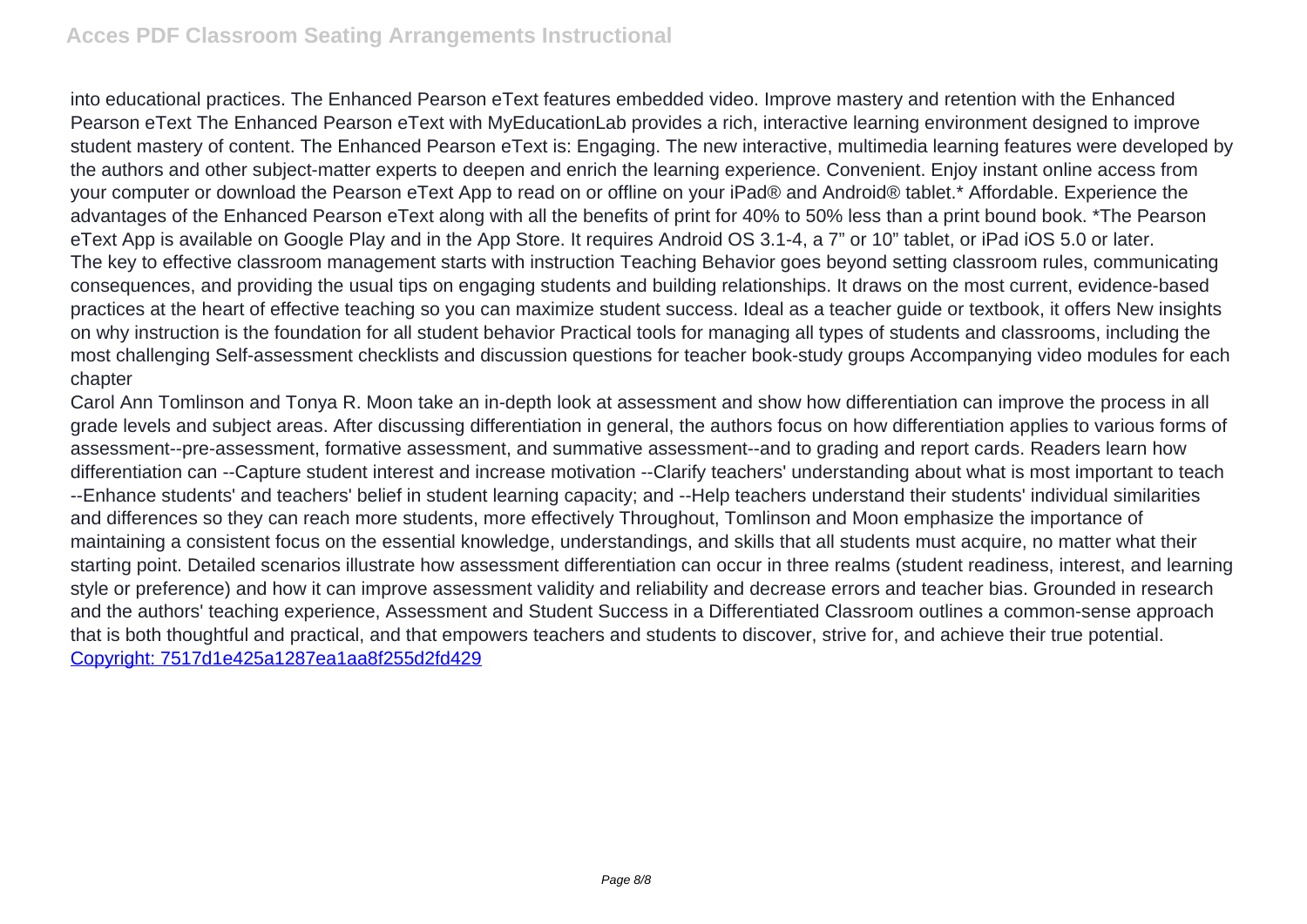into educational practices. The Enhanced Pearson eText features embedded video. Improve mastery and retention with the Enhanced Pearson eText The Enhanced Pearson eText with MyEducationLab provides a rich, interactive learning environment designed to improve student mastery of content. The Enhanced Pearson eText is: Engaging. The new interactive, multimedia learning features were developed by the authors and other subject-matter experts to deepen and enrich the learning experience. Convenient. Enjoy instant online access from your computer or download the Pearson eText App to read on or offline on your iPad® and Android® tablet.* Affordable. Experience the advantages of the Enhanced Pearson eText along with all the benefits of print for 40% to 50% less than a print bound book. *The Pearson eText App is available on Google Play and in the App Store. It requires Android OS 3.1-4, a 7" or 10" tablet, or iPad iOS 5.0 or later.

The key to effective classroom management starts with instruction Teaching Behavior goes beyond setting classroom rules, communicating consequences, and providing the usual tips on engaging students and building relationships. It draws on the most current, evidence-based practices at the heart of effective teaching so you can maximize student success. Ideal as a teacher guide or textbook, it offers New insights on why instruction is the foundation for all student behavior Practical tools for managing all types of students and classrooms, including the most challenging Self-assessment checklists and discussion questions for teacher book-study groups Accompanying video modules for each chapter

Carol Ann Tomlinson and Tonya R. Moon take an in-depth look at assessment and show how differentiation can improve the process in all grade levels and subject areas. After discussing differentiation in general, the authors focus on how differentiation applies to various forms of assessment--pre-assessment, formative assessment, and summative assessment--and to grading and report cards. Readers learn how differentiation can --Capture student interest and increase motivation --Clarify teachers' understanding about what is most important to teach --Enhance students' and teachers' belief in student learning capacity; and --Help teachers understand their students' individual similarities and differences so they can reach more students, more effectively Throughout, Tomlinson and Moon emphasize the importance of maintaining a consistent focus on the essential knowledge, understandings, and skills that all students must acquire, no matter what their starting point. Detailed scenarios illustrate how assessment differentiation can occur in three realms (student readiness, interest, and learning style or preference) and how it can improve assessment validity and reliability and decrease errors and teacher bias. Grounded in research and the authors' teaching experience, Assessment and Student Success in a Differentiated Classroom outlines a common-sense approach that is both thoughtful and practical, and that empowers teachers and students to discover, strive for, and achieve their true potential.

Copyright: 7517d1e425a1287ea1aa8f255d2fd429